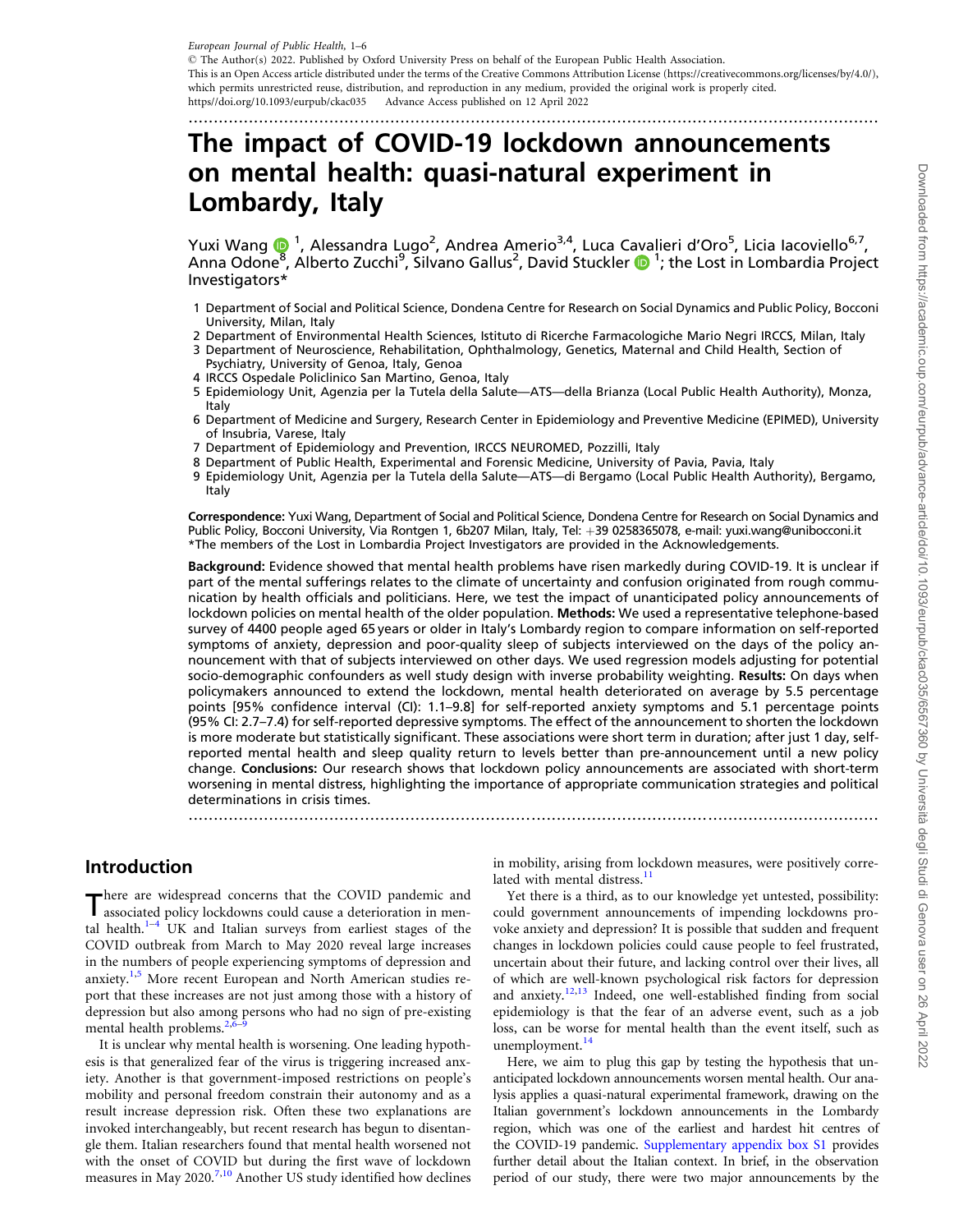European Journal of Public Health, 1–6

© The Author(s) 2022. Published by Oxford University Press on behalf of the European Public Health Association.
This is an Open Access article distributed under the terms of the Creative Commons Attribution License (https://creativecommons.org/licenses/by/4.0/), which permits unrestricted reuse, distribution, and reproduction in any medium, provided the original work is properly cited.
https//doi.org/10.1093/eurpub/ckac035 Advance Access published on 12 April 2022

# The impact of COVID-19 lockdown announcements on mental health: quasi-natural experiment in Lombardy, Italy

Yuxi Wang [1], Alessandra Lugo[2], Andrea Amerio[3,4], Luca Cavalieri d'Oro[5], Licia Iacoviello[6,7], Anna Odone[8], Alberto Zucchi[9], Silvano Gallus[2], David Stuckler [1]; the Lost in Lombardia Project Investigators*

1 Department of Social and Political Science, Dondena Centre for Research on Social Dynamics and Public Policy, Bocconi University, Milan, Italy
2 Department of Environmental Health Sciences, Istituto di Ricerche Farmacologiche Mario Negri IRCCS, Milan, Italy
3 Department of Neuroscience, Rehabilitation, Ophthalmology, Genetics, Maternal and Child Health, Section of Psychiatry, University of Genoa, Italy, Genoa
4 IRCCS Ospedale Policlinico San Martino, Genoa, Italy
5 Epidemiology Unit, Agenzia per la Tutela della Salute—ATS—della Brianza (Local Public Health Authority), Monza, Italy
6 Department of Medicine and Surgery, Research Center in Epidemiology and Preventive Medicine (EPIMED), University of Insubria, Varese, Italy
7 Department of Epidemiology and Prevention, IRCCS NEUROMED, Pozzilli, Italy
8 Department of Public Health, Experimental and Forensic Medicine, University of Pavia, Pavia, Italy
9 Epidemiology Unit, Agenzia per la Tutela della Salute—ATS—di Bergamo (Local Public Health Authority), Bergamo, Italy

**Correspondence:** Yuxi Wang, Department of Social and Political Science, Dondena Centre for Research on Social Dynamics and Public Policy, Bocconi University, Milan, Italy, Via Rontgen 1, 6b207 Milan, Italy, Tel: +39 0258365078, e-mail: yuxi.wang@unibocconi.it
*The members of the Lost in Lombardia Project Investigators are provided in the Acknowledgements.

**Background:** Evidence showed that mental health problems have risen markedly during COVID-19. It is unclear if part of the mental sufferings relates to the climate of uncertainty and confusion originated from rough communication by health officials and politicians. Here, we test the impact of unanticipated policy announcements of lockdown policies on mental health of the older population. **Methods:** We used a representative telephone-based survey of 4400 people aged 65 years or older in Italy's Lombardy region to compare information on self-reported symptoms of anxiety, depression and poor-quality sleep of subjects interviewed on the days of the policy announcement with that of subjects interviewed on other days. We used regression models adjusting for potential socio-demographic confounders as well study design with inverse probability weighting. **Results:** On days when policymakers announced to extend the lockdown, mental health deteriorated on average by 5.5 percentage points [95% confidence interval (CI): 1.1–9.8] for self-reported anxiety symptoms and 5.1 percentage points (95% CI: 2.7–7.4) for self-reported depressive symptoms. The effect of the announcement to shorten the lockdown is more moderate but statistically significant. These associations were short term in duration; after just 1 day, self-reported mental health and sleep quality return to levels better than pre-announcement until a new policy change. **Conclusions:** Our research shows that lockdown policy announcements are associated with short-term worsening in mental distress, highlighting the importance of appropriate communication strategies and political determinations in crisis times.

## Introduction

There are widespread concerns that the COVID pandemic and associated policy lockdowns could cause a deterioration in mental health.[1–4] UK and Italian surveys from earliest stages of the COVID outbreak from March to May 2020 reveal large increases in the numbers of people experiencing symptoms of depression and anxiety.[1,5] More recent European and North American studies report that these increases are not just among those with a history of depression but also among persons who had no sign of pre-existing mental health problems.[2,6–9]

It is unclear why mental health is worsening. One leading hypothesis is that generalized fear of the virus is triggering increased anxiety. Another is that government-imposed restrictions on people's mobility and personal freedom constrain their autonomy and as a result increase depression risk. Often these two explanations are invoked interchangeably, but recent research has begun to disentangle them. Italian researchers found that mental health worsened not with the onset of COVID but during the first wave of lockdown measures in May 2020.[7,10] Another US study identified how declines in mobility, arising from lockdown measures, were positively correlated with mental distress.[11]

Yet there is a third, as to our knowledge yet untested, possibility: could government announcements of impending lockdowns provoke anxiety and depression? It is possible that sudden and frequent changes in lockdown policies could cause people to feel frustrated, uncertain about their future, and lacking control over their lives, all of which are well-known psychological risk factors for depression and anxiety.[12,13] Indeed, one well-established finding from social epidemiology is that the fear of an adverse event, such as a job loss, can be worse for mental health than the event itself, such as unemployment.[14]

Here, we aim to plug this gap by testing the hypothesis that unanticipated lockdown announcements worsen mental health. Our analysis applies a quasi-natural experimental framework, drawing on the Italian government's lockdown announcements in the Lombardy region, which was one of the earliest and hardest hit centres of the COVID-19 pandemic. Supplementary appendix box S1 provides further detail about the Italian context. In brief, in the observation period of our study, there were two major announcements by the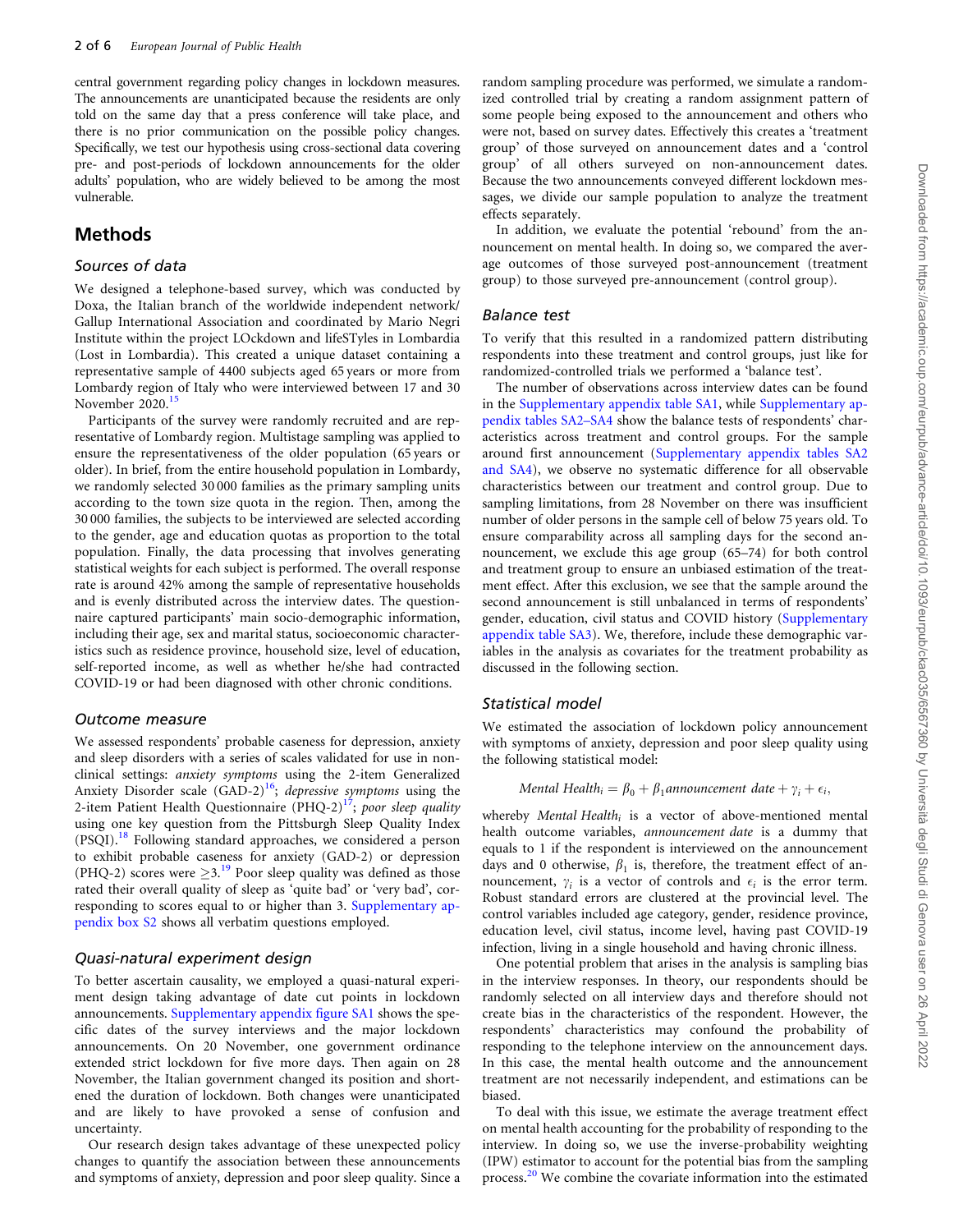central government regarding policy changes in lockdown measures. The announcements are unanticipated because the residents are only told on the same day that a press conference will take place, and there is no prior communication on the possible policy changes. Specifically, we test our hypothesis using cross-sectional data covering pre- and post-periods of lockdown announcements for the older adults' population, who are widely believed to be among the most vulnerable.

# Methods

## Sources of data

We designed a telephone-based survey, which was conducted by Doxa, the Italian branch of the worldwide independent network/Gallup International Association and coordinated by Mario Negri Institute within the project LOckdown and lifeSTyles in Lombardia (Lost in Lombardia). This created a unique dataset containing a representative sample of 4400 subjects aged 65 years or more from Lombardy region of Italy who were interviewed between 17 and 30 November 2020.[15]

Participants of the survey were randomly recruited and are representative of Lombardy region. Multistage sampling was applied to ensure the representativeness of the older population (65 years or older). In brief, from the entire household population in Lombardy, we randomly selected 30 000 families as the primary sampling units according to the town size quota in the region. Then, among the 30 000 families, the subjects to be interviewed are selected according to the gender, age and education quotas as proportion to the total population. Finally, the data processing that involves generating statistical weights for each subject is performed. The overall response rate is around 42% among the sample of representative households and is evenly distributed across the interview dates. The questionnaire captured participants' main socio-demographic information, including their age, sex and marital status, socioeconomic characteristics such as residence province, household size, level of education, self-reported income, as well as whether he/she had contracted COVID-19 or had been diagnosed with other chronic conditions.

## Outcome measure

We assessed respondents' probable caseness for depression, anxiety and sleep disorders with a series of scales validated for use in non-clinical settings: *anxiety symptoms* using the 2-item Generalized Anxiety Disorder scale (GAD-2)[16]; *depressive symptoms* using the 2-item Patient Health Questionnaire (PHQ-2)[17]; *poor sleep quality* using one key question from the Pittsburgh Sleep Quality Index (PSQI).[18] Following standard approaches, we considered a person to exhibit probable caseness for anxiety (GAD-2) or depression (PHQ-2) scores were $\geq 3$.[19] Poor sleep quality was defined as those rated their overall quality of sleep as 'quite bad' or 'very bad', corresponding to scores equal to or higher than 3. Supplementary appendix box S2 shows all verbatim questions employed.

## Quasi-natural experiment design

To better ascertain causality, we employed a quasi-natural experiment design taking advantage of date cut points in lockdown announcements. Supplementary appendix figure SA1 shows the specific dates of the survey interviews and the major lockdown announcements. On 20 November, one government ordinance extended strict lockdown for five more days. Then again on 28 November, the Italian government changed its position and shortened the duration of lockdown. Both changes were unanticipated and are likely to have provoked a sense of confusion and uncertainty.

Our research design takes advantage of these unexpected policy changes to quantify the association between these announcements and symptoms of anxiety, depression and poor sleep quality. Since a random sampling procedure was performed, we simulate a randomized controlled trial by creating a random assignment pattern of some people being exposed to the announcement and others who were not, based on survey dates. Effectively this creates a 'treatment group' of those surveyed on announcement dates and a 'control group' of all others surveyed on non-announcement dates. Because the two announcements conveyed different lockdown messages, we divide our sample population to analyze the treatment effects separately.

In addition, we evaluate the potential 'rebound' from the announcement on mental health. In doing so, we compared the average outcomes of those surveyed post-announcement (treatment group) to those surveyed pre-announcement (control group).

## Balance test

To verify that this resulted in a randomized pattern distributing respondents into these treatment and control groups, just like for randomized-controlled trials we performed a 'balance test'.

The number of observations across interview dates can be found in the Supplementary appendix table SA1, while Supplementary appendix tables SA2–SA4 show the balance tests of respondents' characteristics across treatment and control groups. For the sample around first announcement (Supplementary appendix tables SA2 and SA4), we observe no systematic difference for all observable characteristics between our treatment and control group. Due to sampling limitations, from 28 November on there was insufficient number of older persons in the sample cell of below 75 years old. To ensure comparability across all sampling days for the second announcement, we exclude this age group (65–74) for both control and treatment group to ensure an unbiased estimation of the treatment effect. After this exclusion, we see that the sample around the second announcement is still unbalanced in terms of respondents' gender, education, civil status and COVID history (Supplementary appendix table SA3). We, therefore, include these demographic variables in the analysis as covariates for the treatment probability as discussed in the following section.

## Statistical model

We estimated the association of lockdown policy announcement with symptoms of anxiety, depression and poor sleep quality using the following statistical model:

$$Mental\ Health_i = \beta_0 + \beta_1 announcement\ date + \gamma_i + \epsilon_i,$$

whereby $Mental\ Health_i$ is a vector of above-mentioned mental health outcome variables, *announcement date* is a dummy that equals to 1 if the respondent is interviewed on the announcement days and 0 otherwise, $\beta_1$ is, therefore, the treatment effect of announcement, $\gamma_i$ is a vector of controls and $\epsilon_i$ is the error term. Robust standard errors are clustered at the provincial level. The control variables included age category, gender, residence province, education level, civil status, income level, having past COVID-19 infection, living in a single household and having chronic illness.

One potential problem that arises in the analysis is sampling bias in the interview responses. In theory, our respondents should be randomly selected on all interview days and therefore should not create bias in the characteristics of the respondent. However, the respondents' characteristics may confound the probability of responding to the telephone interview on the announcement days. In this case, the mental health outcome and the announcement treatment are not necessarily independent, and estimations can be biased.

To deal with this issue, we estimate the average treatment effect on mental health accounting for the probability of responding to the interview. In doing so, we use the inverse-probability weighting (IPW) estimator to account for the potential bias from the sampling process.[20] We combine the covariate information into the estimated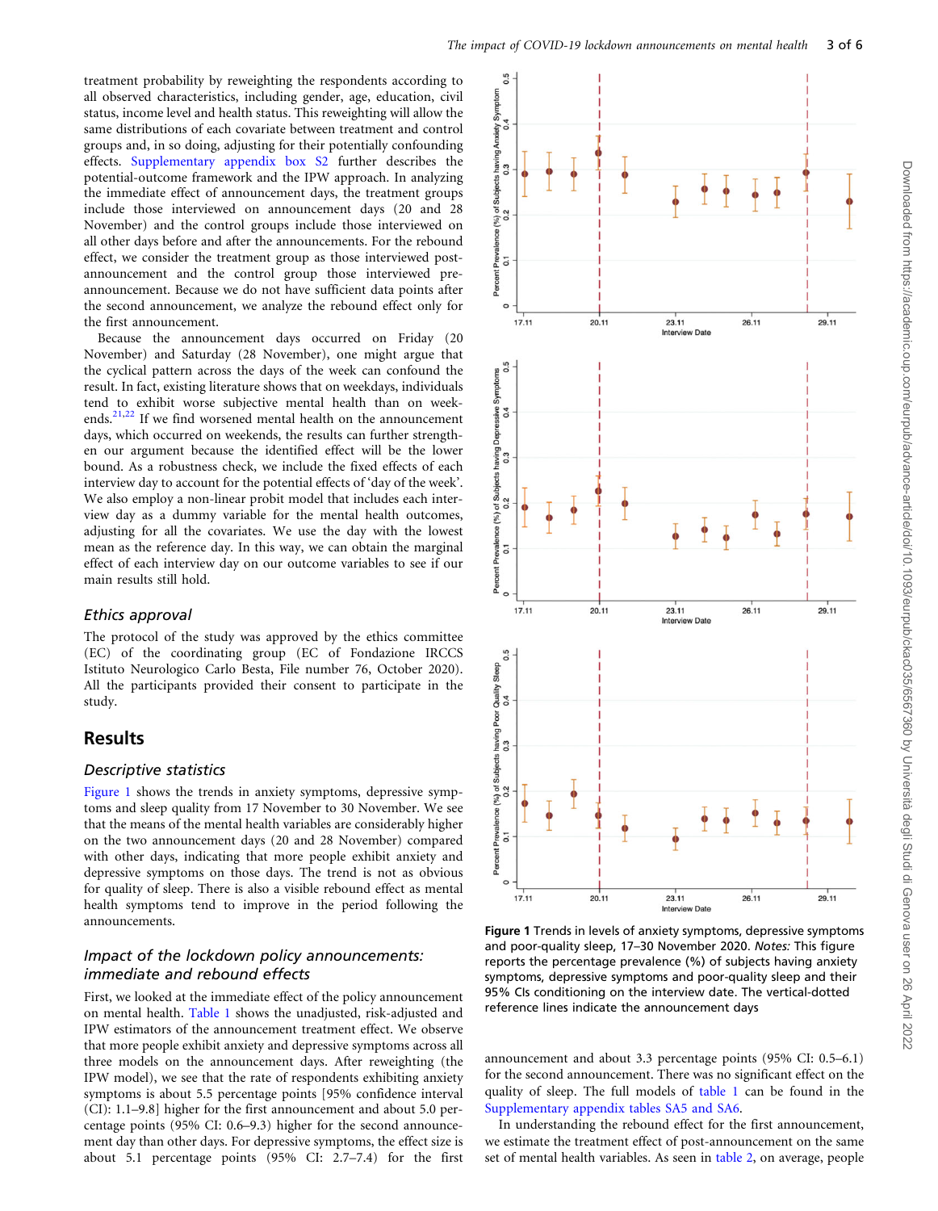treatment probability by reweighting the respondents according to all observed characteristics, including gender, age, education, civil status, income level and health status. This reweighting will allow the same distributions of each covariate between treatment and control groups and, in so doing, adjusting for their potentially confounding effects. Supplementary appendix box S2 further describes the potential-outcome framework and the IPW approach. In analyzing the immediate effect of announcement days, the treatment groups include those interviewed on announcement days (20 and 28 November) and the control groups include those interviewed on all other days before and after the announcements. For the rebound effect, we consider the treatment group as those interviewed post-announcement and the control group those interviewed pre-announcement. Because we do not have sufficient data points after the second announcement, we analyze the rebound effect only for the first announcement.

Because the announcement days occurred on Friday (20 November) and Saturday (28 November), one might argue that the cyclical pattern across the days of the week can confound the result. In fact, existing literature shows that on weekdays, individuals tend to exhibit worse subjective mental health than on weekends.[21,22] If we find worsened mental health on the announcement days, which occurred on weekends, the results can further strengthen our argument because the identified effect will be the lower bound. As a robustness check, we include the fixed effects of each interview day to account for the potential effects of 'day of the week'. We also employ a non-linear probit model that includes each interview day as a dummy variable for the mental health outcomes, adjusting for all the covariates. We use the day with the lowest mean as the reference day. In this way, we can obtain the marginal effect of each interview day on our outcome variables to see if our main results still hold.

### Ethics approval

The protocol of the study was approved by the ethics committee (EC) of the coordinating group (EC of Fondazione IRCCS Istituto Neurologico Carlo Besta, File number 76, October 2020). All the participants provided their consent to participate in the study.

## Results

### Descriptive statistics

Figure 1 shows the trends in anxiety symptoms, depressive symptoms and sleep quality from 17 November to 30 November. We see that the means of the mental health variables are considerably higher on the two announcement days (20 and 28 November) compared with other days, indicating that more people exhibit anxiety and depressive symptoms on those days. The trend is not as obvious for quality of sleep. There is also a visible rebound effect as mental health symptoms tend to improve in the period following the announcements.

### Impact of the lockdown policy announcements: immediate and rebound effects

First, we looked at the immediate effect of the policy announcement on mental health. Table 1 shows the unadjusted, risk-adjusted and IPW estimators of the announcement treatment effect. We observe that more people exhibit anxiety and depressive symptoms across all three models on the announcement days. After reweighting (the IPW model), we see that the rate of respondents exhibiting anxiety symptoms is about 5.5 percentage points [95% confidence interval (CI): 1.1–9.8] higher for the first announcement and about 5.0 percentage points (95% CI: 0.6–9.3) higher for the second announcement day than other days. For depressive symptoms, the effect size is about 5.1 percentage points (95% CI: 2.7–7.4) for the first announcement and about 3.3 percentage points (95% CI: 0.5–6.1) for the second announcement. There was no significant effect on the quality of sleep. The full models of table 1 can be found in the Supplementary appendix tables SA5 and SA6.

In understanding the rebound effect for the first announcement, we estimate the treatment effect of post-announcement on the same set of mental health variables. As seen in table 2, on average, people

**Figure 1** Trends in levels of anxiety symptoms, depressive symptoms and poor-quality sleep, 17–30 November 2020. *Notes:* This figure reports the percentage prevalence (%) of subjects having anxiety symptoms, depressive symptoms and poor-quality sleep and their 95% CIs conditioning on the interview date. The vertical-dotted reference lines indicate the announcement days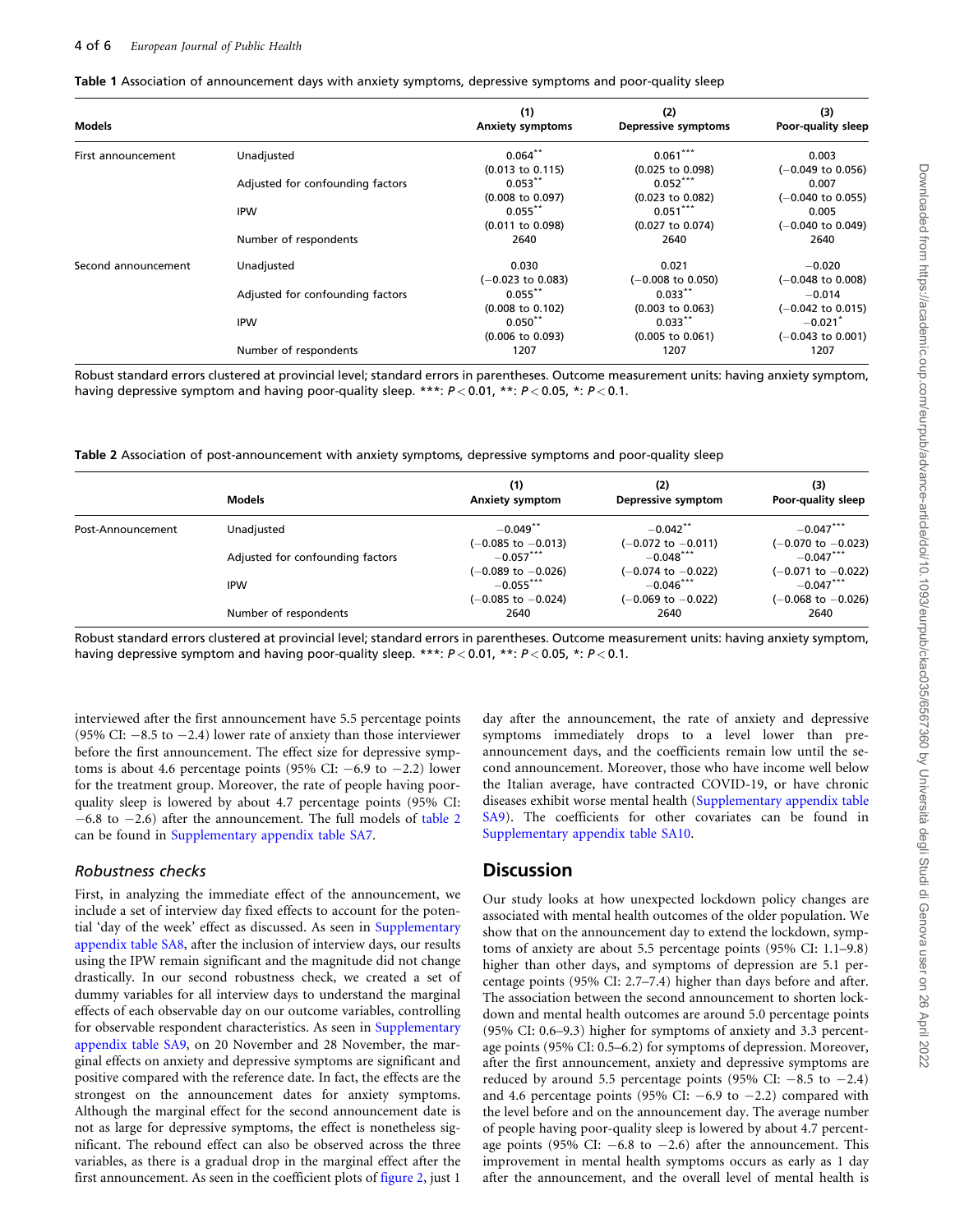**Table 1** Association of announcement days with anxiety symptoms, depressive symptoms and poor-quality sleep

| Models | | (1) Anxiety symptoms | (2) Depressive symptoms | (3) Poor-quality sleep |
|---|---|---|---|---|
| First announcement | Unadjusted | 0.064** | 0.061*** | 0.003 |
| | | (0.013 to 0.115) | (0.025 to 0.098) | (−0.049 to 0.056) |
| | Adjusted for confounding factors | 0.053** | 0.052*** | 0.007 |
| | | (0.008 to 0.097) | (0.023 to 0.082) | (−0.040 to 0.055) |
| | IPW | 0.055** | 0.051*** | 0.005 |
| | | (0.011 to 0.098) | (0.027 to 0.074) | (−0.040 to 0.049) |
| | Number of respondents | 2640 | 2640 | 2640 |
| Second announcement | Unadjusted | 0.030 | 0.021 | −0.020 |
| | | (−0.023 to 0.083) | (−0.008 to 0.050) | (−0.048 to 0.008) |
| | Adjusted for confounding factors | 0.055** | 0.033** | −0.014 |
| | | (0.008 to 0.102) | (0.003 to 0.063) | (−0.042 to 0.015) |
| | IPW | 0.050** | 0.033** | −0.021* |
| | | (0.006 to 0.093) | (0.005 to 0.061) | (−0.043 to 0.001) |
| | Number of respondents | 1207 | 1207 | 1207 |

Robust standard errors clustered at provincial level; standard errors in parentheses. Outcome measurement units: having anxiety symptom, having depressive symptom and having poor-quality sleep. ***: $P < 0.01$, **: $P < 0.05$, *: $P < 0.1$.

**Table 2** Association of post-announcement with anxiety symptoms, depressive symptoms and poor-quality sleep

| | Models | (1) Anxiety symptom | (2) Depressive symptom | (3) Poor-quality sleep |
|---|---|---|---|---|
| Post-Announcement | Unadjusted | −0.049** | −0.042** | −0.047*** |
| | | (−0.085 to −0.013) | (−0.072 to −0.011) | (−0.070 to −0.023) |
| | Adjusted for confounding factors | −0.057*** | −0.048*** | −0.047*** |
| | | (−0.089 to −0.026) | (−0.074 to −0.022) | (−0.071 to −0.022) |
| | IPW | −0.055*** | −0.046*** | −0.047*** |
| | | (−0.085 to −0.024) | (−0.069 to −0.022) | (−0.068 to −0.026) |
| | Number of respondents | 2640 | 2640 | 2640 |

Robust standard errors clustered at provincial level; standard errors in parentheses. Outcome measurement units: having anxiety symptom, having depressive symptom and having poor-quality sleep. ***: $P < 0.01$, **: $P < 0.05$, *: $P < 0.1$.

interviewed after the first announcement have 5.5 percentage points (95% CI: −8.5 to −2.4) lower rate of anxiety than those interviewer before the first announcement. The effect size for depressive symptoms is about 4.6 percentage points (95% CI: −6.9 to −2.2) lower for the treatment group. Moreover, the rate of people having poor-quality sleep is lowered by about 4.7 percentage points (95% CI: −6.8 to −2.6) after the announcement. The full models of table 2 can be found in Supplementary appendix table SA7.

### *Robustness checks*

First, in analyzing the immediate effect of the announcement, we include a set of interview day fixed effects to account for the potential 'day of the week' effect as discussed. As seen in Supplementary appendix table SA8, after the inclusion of interview days, our results using the IPW remain significant and the magnitude did not change drastically. In our second robustness check, we created a set of dummy variables for all interview days to understand the marginal effects of each observable day on our outcome variables, controlling for observable respondent characteristics. As seen in Supplementary appendix table SA9, on 20 November and 28 November, the marginal effects on anxiety and depressive symptoms are significant and positive compared with the reference date. In fact, the effects are the strongest on the announcement dates for anxiety symptoms. Although the marginal effect for the second announcement date is not as large for depressive symptoms, the effect is nonetheless significant. The rebound effect can also be observed across the three variables, as there is a gradual drop in the marginal effect after the first announcement. As seen in the coefficient plots of figure 2, just 1 day after the announcement, the rate of anxiety and depressive symptoms immediately drops to a level lower than pre-announcement days, and the coefficients remain low until the second announcement. Moreover, those who have income well below the Italian average, have contracted COVID-19, or have chronic diseases exhibit worse mental health (Supplementary appendix table SA9). The coefficients for other covariates can be found in Supplementary appendix table SA10.

## Discussion

Our study looks at how unexpected lockdown policy changes are associated with mental health outcomes of the older population. We show that on the announcement day to extend the lockdown, symptoms of anxiety are about 5.5 percentage points (95% CI: 1.1–9.8) higher than other days, and symptoms of depression are 5.1 percentage points (95% CI: 2.7–7.4) higher than days before and after. The association between the second announcement to shorten lockdown and mental health outcomes are around 5.0 percentage points (95% CI: 0.6–9.3) higher for symptoms of anxiety and 3.3 percentage points (95% CI: 0.5–6.2) for symptoms of depression. Moreover, after the first announcement, anxiety and depressive symptoms are reduced by around 5.5 percentage points (95% CI: −8.5 to −2.4) and 4.6 percentage points (95% CI: −6.9 to −2.2) compared with the level before and on the announcement day. The average number of people having poor-quality sleep is lowered by about 4.7 percentage points (95% CI: −6.8 to −2.6) after the announcement. This improvement in mental health symptoms occurs as early as 1 day after the announcement, and the overall level of mental health is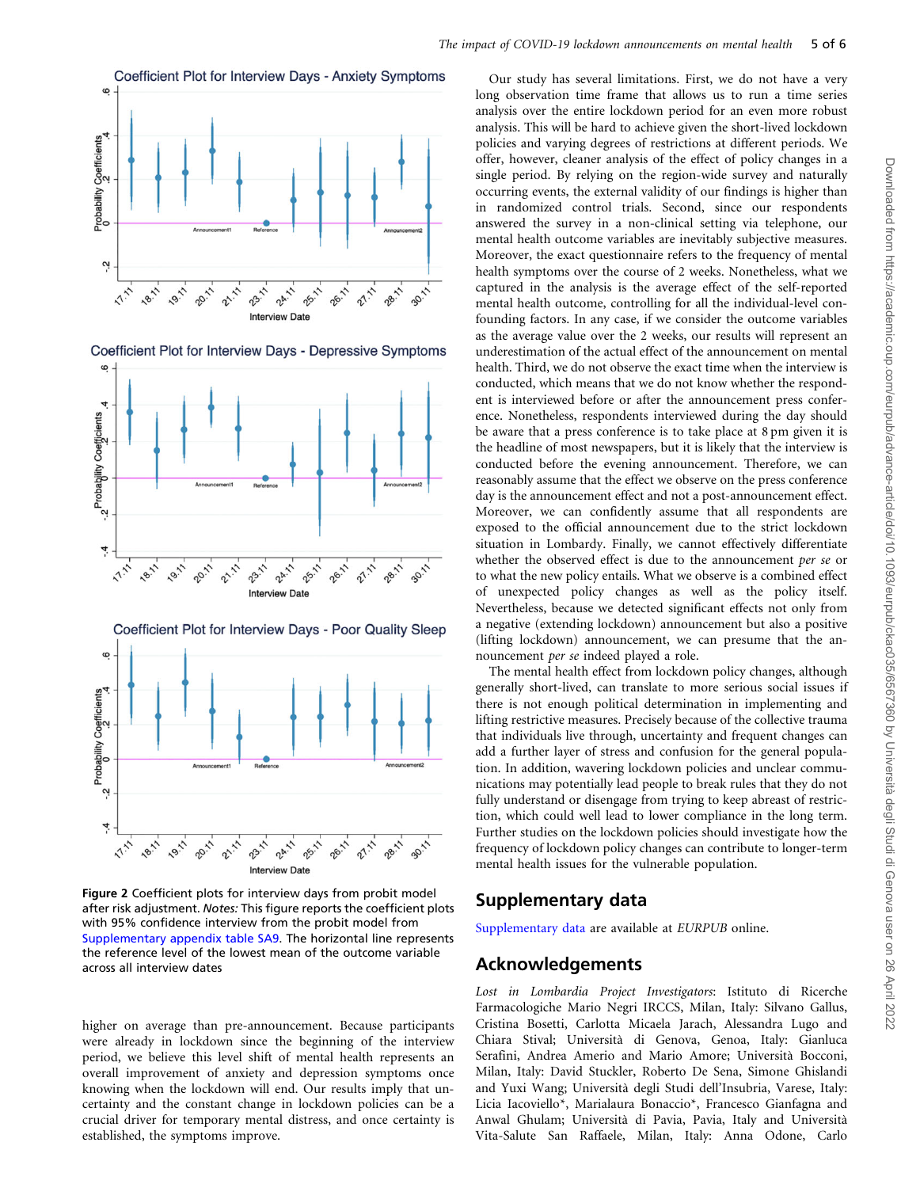Figure 2 Coefficient plots for interview days from probit model after risk adjustment. *Notes:* This figure reports the coefficient plots with 95% confidence interview from the probit model from Supplementary appendix table SA9. The horizontal line represents the reference level of the lowest mean of the outcome variable across all interview dates

higher on average than pre-announcement. Because participants were already in lockdown since the beginning of the interview period, we believe this level shift of mental health represents an overall improvement of anxiety and depression symptoms once knowing when the lockdown will end. Our results imply that uncertainty and the constant change in lockdown policies can be a crucial driver for temporary mental distress, and once certainty is established, the symptoms improve.

Our study has several limitations. First, we do not have a very long observation time frame that allows us to run a time series analysis over the entire lockdown period for an even more robust analysis. This will be hard to achieve given the short-lived lockdown policies and varying degrees of restrictions at different periods. We offer, however, cleaner analysis of the effect of policy changes in a single period. By relying on the region-wide survey and naturally occurring events, the external validity of our findings is higher than in randomized control trials. Second, since our respondents answered the survey in a non-clinical setting via telephone, our mental health outcome variables are inevitably subjective measures. Moreover, the exact questionnaire refers to the frequency of mental health symptoms over the course of 2 weeks. Nonetheless, what we captured in the analysis is the average effect of the self-reported mental health outcome, controlling for all the individual-level confounding factors. In any case, if we consider the outcome variables as the average value over the 2 weeks, our results will represent an underestimation of the actual effect of the announcement on mental health. Third, we do not observe the exact time when the interview is conducted, which means that we do not know whether the respondent is interviewed before or after the announcement press conference. Nonetheless, respondents interviewed during the day should be aware that a press conference is to take place at 8 pm given it is the headline of most newspapers, but it is likely that the interview is conducted before the evening announcement. Therefore, we can reasonably assume that the effect we observe on the press conference day is the announcement effect and not a post-announcement effect. Moreover, we can confidently assume that all respondents are exposed to the official announcement due to the strict lockdown situation in Lombardy. Finally, we cannot effectively differentiate whether the observed effect is due to the announcement *per se* or to what the new policy entails. What we observe is a combined effect of unexpected policy changes as well as the policy itself. Nevertheless, because we detected significant effects not only from a negative (extending lockdown) announcement but also a positive (lifting lockdown) announcement, we can presume that the announcement *per se* indeed played a role.

The mental health effect from lockdown policy changes, although generally short-lived, can translate to more serious social issues if there is not enough political determination in implementing and lifting restrictive measures. Precisely because of the collective trauma that individuals live through, uncertainty and frequent changes can add a further layer of stress and confusion for the general population. In addition, wavering lockdown policies and unclear communications may potentially lead people to break rules that they do not fully understand or disengage from trying to keep abreast of restriction, which could well lead to lower compliance in the long term. Further studies on the lockdown policies should investigate how the frequency of lockdown policy changes can contribute to longer-term mental health issues for the vulnerable population.

## Supplementary data

Supplementary data are available at *EURPUB* online.

## Acknowledgements

*Lost in Lombardia Project Investigators*: Istituto di Ricerche Farmacologiche Mario Negri IRCCS, Milan, Italy: Silvano Gallus, Cristina Bosetti, Carlotta Micaela Jarach, Alessandra Lugo and Chiara Stival; Università di Genova, Genoa, Italy: Gianluca Serafini, Andrea Amerio and Mario Amore; Università Bocconi, Milan, Italy: David Stuckler, Roberto De Sena, Simone Ghislandi and Yuxi Wang; Università degli Studi dell'Insubria, Varese, Italy: Licia Iacoviello*, Marialaura Bonaccio*, Francesco Gianfagna and Anwal Ghulam; Università di Pavia, Pavia, Italy and Università Vita-Salute San Raffaele, Milan, Italy: Anna Odone, Carlo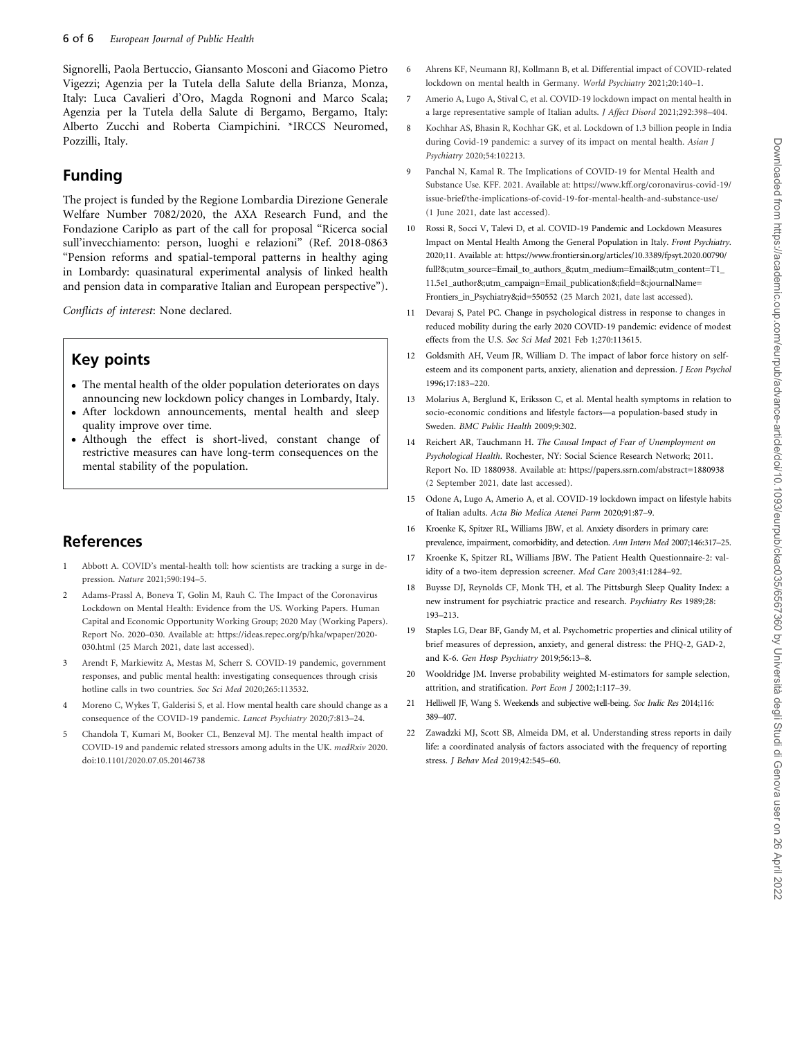Signorelli, Paola Bertuccio, Giansanto Mosconi and Giacomo Pietro Vigezzi; Agenzia per la Tutela della Salute della Brianza, Monza, Italy: Luca Cavalieri d'Oro, Magda Rognoni and Marco Scala; Agenzia per la Tutela della Salute di Bergamo, Bergamo, Italy: Alberto Zucchi and Roberta Ciampichini. *IRCCS Neuromed, Pozzilli, Italy.

## Funding

The project is funded by the Regione Lombardia Direzione Generale Welfare Number 7082/2020, the AXA Research Fund, and the Fondazione Cariplo as part of the call for proposal "Ricerca social sull'invecchiamento: person, luoghi e relazioni" (Ref. 2018-0863 "Pension reforms and spatial-temporal patterns in healthy aging in Lombardy: quasinatural experimental analysis of linked health and pension data in comparative Italian and European perspective").

*Conflicts of interest*: None declared.

## Key points

- The mental health of the older population deteriorates on days announcing new lockdown policy changes in Lombardy, Italy.
- After lockdown announcements, mental health and sleep quality improve over time.
- Although the effect is short-lived, constant change of restrictive measures can have long-term consequences on the mental stability of the population.

## References

1. Abbott A. COVID's mental-health toll: how scientists are tracking a surge in depression. *Nature* 2021;590:194–5.
2. Adams-Prassl A, Boneva T, Golin M, Rauh C. The Impact of the Coronavirus Lockdown on Mental Health: Evidence from the US. Working Papers. Human Capital and Economic Opportunity Working Group; 2020 May (Working Papers). Report No. 2020–030. Available at: https://ideas.repec.org/p/hka/wpaper/2020-030.html (25 March 2021, date last accessed).
3. Arendt F, Markiewitz A, Mestas M, Scherr S. COVID-19 pandemic, government responses, and public mental health: investigating consequences through crisis hotline calls in two countries. *Soc Sci Med* 2020;265:113532.
4. Moreno C, Wykes T, Galderisi S, et al. How mental health care should change as a consequence of the COVID-19 pandemic. *Lancet Psychiatry* 2020;7:813–24.
5. Chandola T, Kumari M, Booker CL, Benzeval MJ. The mental health impact of COVID-19 and pandemic related stressors among adults in the UK. *medRxiv* 2020. doi:10.1101/2020.07.05.20146738
6. Ahrens KF, Neumann RJ, Kollmann B, et al. Differential impact of COVID-related lockdown on mental health in Germany. *World Psychiatry* 2021;20:140–1.
7. Amerio A, Lugo A, Stival C, et al. COVID-19 lockdown impact on mental health in a large representative sample of Italian adults. *J Affect Disord* 2021;292:398–404.
8. Kochhar AS, Bhasin R, Kochhar GK, et al. Lockdown of 1.3 billion people in India during Covid-19 pandemic: a survey of its impact on mental health. *Asian J Psychiatry* 2020;54:102213.
9. Panchal N, Kamal R. The Implications of COVID-19 for Mental Health and Substance Use. KFF. 2021. Available at: https://www.kff.org/coronavirus-covid-19/issue-brief/the-implications-of-covid-19-for-mental-health-and-substance-use/ (1 June 2021, date last accessed).
10. Rossi R, Socci V, Talevi D, et al. COVID-19 Pandemic and Lockdown Measures Impact on Mental Health Among the General Population in Italy. *Front Psychiatry.* 2020;11. Available at: https://www.frontiersin.org/articles/10.3389/fpsyt.2020.00790/full?&;utm_source=Email_to_authors_&;utm_medium=Email&;utm_content=T1_11.5e1_author&;utm_campaign=Email_publication&;field=&;journalName=Frontiers_in_Psychiatry&;id=550552 (25 March 2021, date last accessed).
11. Devaraj S, Patel PC. Change in psychological distress in response to changes in reduced mobility during the early 2020 COVID-19 pandemic: evidence of modest effects from the U.S. *Soc Sci Med* 2021 Feb 1;270:113615.
12. Goldsmith AH, Veum JR, William D. The impact of labor force history on self-esteem and its component parts, anxiety, alienation and depression. *J Econ Psychol* 1996;17:183–220.
13. Molarius A, Berglund K, Eriksson C, et al. Mental health symptoms in relation to socio-economic conditions and lifestyle factors—a population-based study in Sweden. *BMC Public Health* 2009;9:302.
14. Reichert AR, Tauchmann H. *The Causal Impact of Fear of Unemployment on Psychological Health*. Rochester, NY: Social Science Research Network; 2011. Report No. ID 1880938. Available at: https://papers.ssrn.com/abstract=1880938 (2 September 2021, date last accessed).
15. Odone A, Lugo A, Amerio A, et al. COVID-19 lockdown impact on lifestyle habits of Italian adults. *Acta Bio Medica Atenei Parm* 2020;91:87–9.
16. Kroenke K, Spitzer RL, Williams JBW, et al. Anxiety disorders in primary care: prevalence, impairment, comorbidity, and detection. *Ann Intern Med* 2007;146:317–25.
17. Kroenke K, Spitzer RL, Williams JBW. The Patient Health Questionnaire-2: validity of a two-item depression screener. *Med Care* 2003;41:1284–92.
18. Buysse DJ, Reynolds CF, Monk TH, et al. The Pittsburgh Sleep Quality Index: a new instrument for psychiatric practice and research. *Psychiatry Res* 1989;28:193–213.
19. Staples LG, Dear BF, Gandy M, et al. Psychometric properties and clinical utility of brief measures of depression, anxiety, and general distress: the PHQ-2, GAD-2, and K-6. *Gen Hosp Psychiatry* 2019;56:13–8.
20. Wooldridge JM. Inverse probability weighted M-estimators for sample selection, attrition, and stratification. *Port Econ J* 2002;1:117–39.
21. Helliwell JF, Wang S. Weekends and subjective well-being. *Soc Indic Res* 2014;116:389–407.
22. Zawadzki MJ, Scott SB, Almeida DM, et al. Understanding stress reports in daily life: a coordinated analysis of factors associated with the frequency of reporting stress. *J Behav Med* 2019;42:545–60.